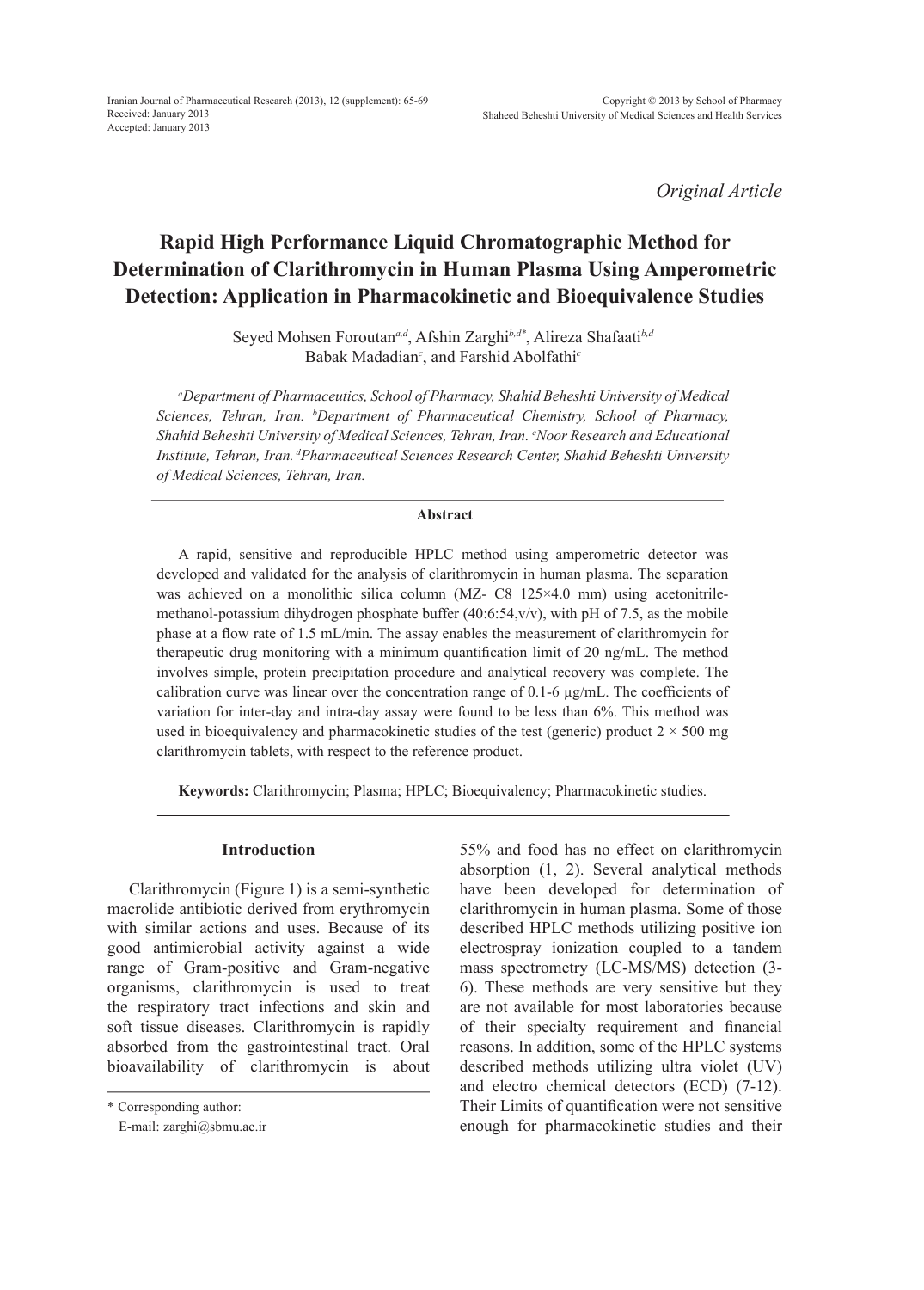*Original Article*

# Rapid High Performance Liquid Chromatographic Method for Determination of Clarithromycin in Human Plasma Using Amperometric Detection: Application in Pharmacokinetic and Bioequivalence Studies

Seyed Mohsen Foroutan[a,d], Afshin Zarghi[b,d*], Alireza Shafaati[b,d]
Babak Madadian[c], and Farshid Abolfathi[c]

*[a]Department of Pharmaceutics, School of Pharmacy, Shahid Beheshti University of Medical Sciences, Tehran, Iran. [b]Department of Pharmaceutical Chemistry, School of Pharmacy, Shahid Beheshti University of Medical Sciences, Tehran, Iran. [c]Noor Research and Educational Institute, Tehran, Iran. [d]Pharmaceutical Sciences Research Center, Shahid Beheshti University of Medical Sciences, Tehran, Iran.*

## Abstract

A rapid, sensitive and reproducible HPLC method using amperometric detector was developed and validated for the analysis of clarithromycin in human plasma. The separation was achieved on a monolithic silica column (MZ- C8 125×4.0 mm) using acetonitrile-methanol-potassium dihydrogen phosphate buffer (40:6:54,v/v), with pH of 7.5, as the mobile phase at a flow rate of 1.5 mL/min. The assay enables the measurement of clarithromycin for therapeutic drug monitoring with a minimum quantification limit of 20 ng/mL. The method involves simple, protein precipitation procedure and analytical recovery was complete. The calibration curve was linear over the concentration range of 0.1-6 µg/mL. The coefficients of variation for inter-day and intra-day assay were found to be less than 6%. This method was used in bioequivalency and pharmacokinetic studies of the test (generic) product 2 × 500 mg clarithromycin tablets, with respect to the reference product.

**Keywords:** Clarithromycin; Plasma; HPLC; Bioequivalency; Pharmacokinetic studies.

## Introduction

Clarithromycin (Figure 1) is a semi-synthetic macrolide antibiotic derived from erythromycin with similar actions and uses. Because of its good antimicrobial activity against a wide range of Gram-positive and Gram-negative organisms, clarithromycin is used to treat the respiratory tract infections and skin and soft tissue diseases. Clarithromycin is rapidly absorbed from the gastrointestinal tract. Oral bioavailability of clarithromycin is about 55% and food has no effect on clarithromycin absorption (1, 2). Several analytical methods have been developed for determination of clarithromycin in human plasma. Some of those described HPLC methods utilizing positive ion electrospray ionization coupled to a tandem mass spectrometry (LC-MS/MS) detection (3-6). These methods are very sensitive but they are not available for most laboratories because of their specialty requirement and financial reasons. In addition, some of the HPLC systems described methods utilizing ultra violet (UV) and electro chemical detectors (ECD) (7-12). Their Limits of quantification were not sensitive enough for pharmacokinetic studies and their

\* Corresponding author:
E-mail: zarghi@sbmu.ac.ir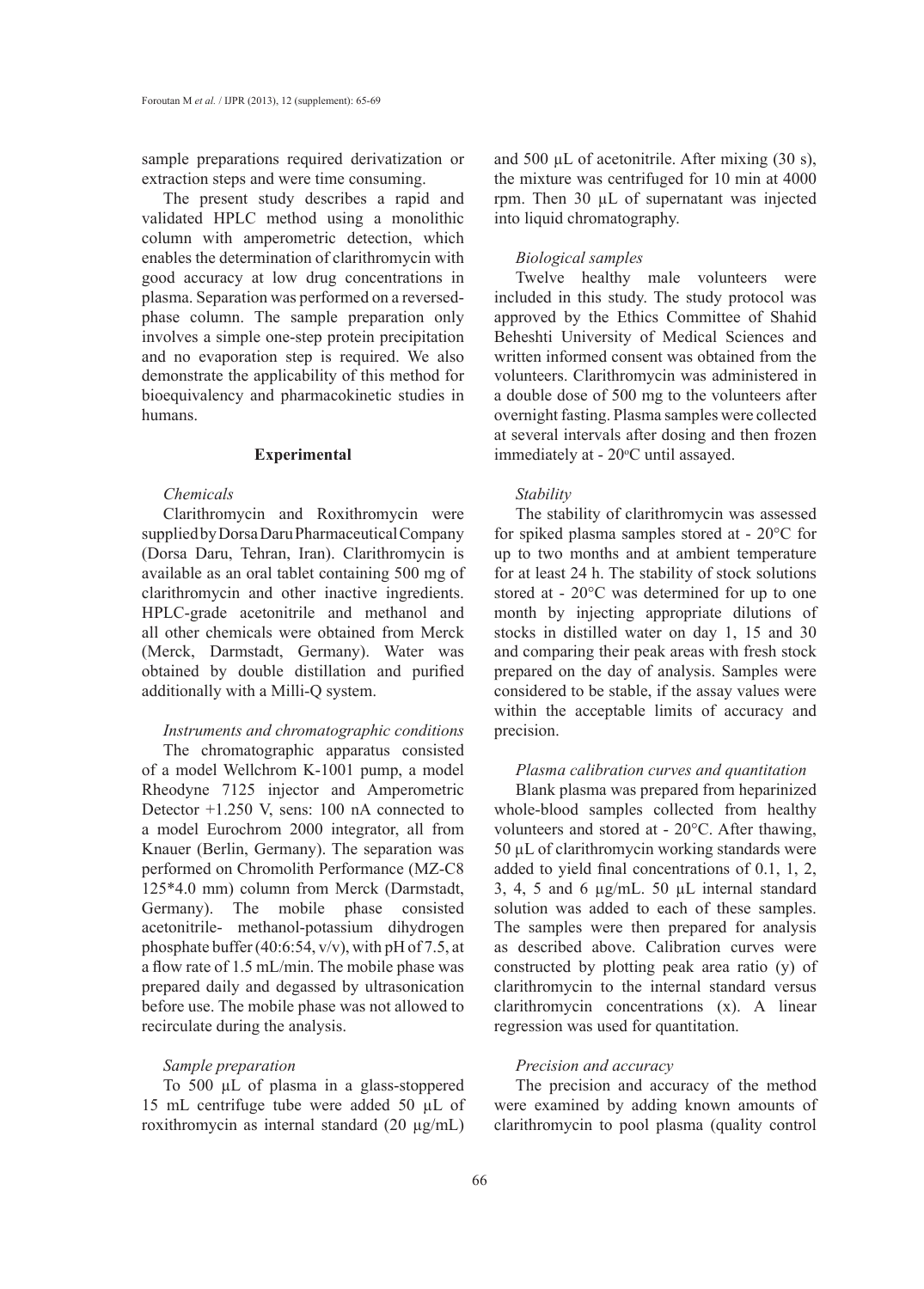sample preparations required derivatization or extraction steps and were time consuming.

The present study describes a rapid and validated HPLC method using a monolithic column with amperometric detection, which enables the determination of clarithromycin with good accuracy at low drug concentrations in plasma. Separation was performed on a reversed-phase column. The sample preparation only involves a simple one-step protein precipitation and no evaporation step is required. We also demonstrate the applicability of this method for bioequivalency and pharmacokinetic studies in humans.

## Experimental

### *Chemicals*

Clarithromycin and Roxithromycin were supplied by Dorsa Daru Pharmaceutical Company (Dorsa Daru, Tehran, Iran). Clarithromycin is available as an oral tablet containing 500 mg of clarithromycin and other inactive ingredients. HPLC-grade acetonitrile and methanol and all other chemicals were obtained from Merck (Merck, Darmstadt, Germany). Water was obtained by double distillation and purified additionally with a Milli-Q system.

### *Instruments and chromatographic conditions*

The chromatographic apparatus consisted of a model Wellchrom K-1001 pump, a model Rheodyne 7125 injector and Amperometric Detector +1.250 V, sens: 100 nA connected to a model Eurochrom 2000 integrator, all from Knauer (Berlin, Germany). The separation was performed on Chromolith Performance (MZ-C8 125*4.0 mm) column from Merck (Darmstadt, Germany). The mobile phase consisted acetonitrile- methanol-potassium dihydrogen phosphate buffer (40:6:54, v/v), with pH of 7.5, at a flow rate of 1.5 mL/min. The mobile phase was prepared daily and degassed by ultrasonication before use. The mobile phase was not allowed to recirculate during the analysis.

### *Sample preparation*

To 500 µL of plasma in a glass-stoppered 15 mL centrifuge tube were added 50 µL of roxithromycin as internal standard (20 µg/mL) and 500 µL of acetonitrile. After mixing (30 s), the mixture was centrifuged for 10 min at 4000 rpm. Then 30 µL of supernatant was injected into liquid chromatography.

### *Biological samples*

Twelve healthy male volunteers were included in this study. The study protocol was approved by the Ethics Committee of Shahid Beheshti University of Medical Sciences and written informed consent was obtained from the volunteers. Clarithromycin was administered in a double dose of 500 mg to the volunteers after overnight fasting. Plasma samples were collected at several intervals after dosing and then frozen immediately at - 20°C until assayed.

### *Stability*

The stability of clarithromycin was assessed for spiked plasma samples stored at - 20°C for up to two months and at ambient temperature for at least 24 h. The stability of stock solutions stored at - 20°C was determined for up to one month by injecting appropriate dilutions of stocks in distilled water on day 1, 15 and 30 and comparing their peak areas with fresh stock prepared on the day of analysis. Samples were considered to be stable, if the assay values were within the acceptable limits of accuracy and precision.

### *Plasma calibration curves and quantitation*

Blank plasma was prepared from heparinized whole-blood samples collected from healthy volunteers and stored at - 20°C. After thawing, 50 µL of clarithromycin working standards were added to yield final concentrations of 0.1, 1, 2, 3, 4, 5 and 6 µg/mL. 50 µL internal standard solution was added to each of these samples. The samples were then prepared for analysis as described above. Calibration curves were constructed by plotting peak area ratio (y) of clarithromycin to the internal standard versus clarithromycin concentrations (x). A linear regression was used for quantitation.

### *Precision and accuracy*

The precision and accuracy of the method were examined by adding known amounts of clarithromycin to pool plasma (quality control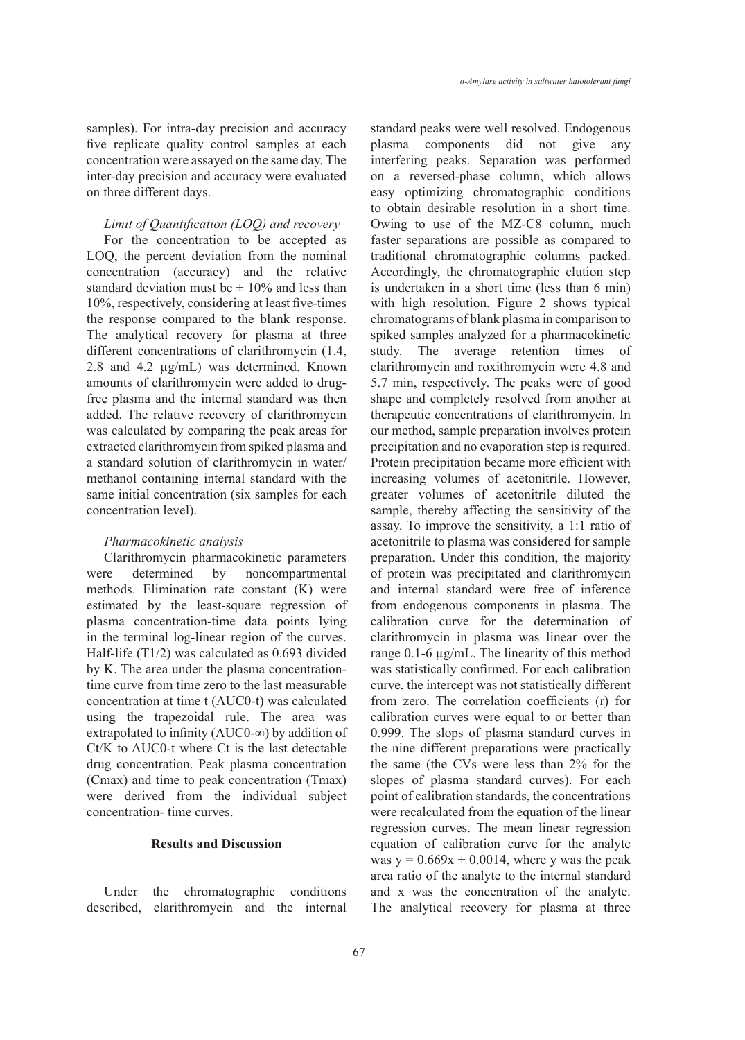samples). For intra-day precision and accuracy five replicate quality control samples at each concentration were assayed on the same day. The inter-day precision and accuracy were evaluated on three different days.

### *Limit of Quantification (LOQ) and recovery*

For the concentration to be accepted as LOQ, the percent deviation from the nominal concentration (accuracy) and the relative standard deviation must be ± 10% and less than 10%, respectively, considering at least five-times the response compared to the blank response. The analytical recovery for plasma at three different concentrations of clarithromycin (1.4, 2.8 and 4.2 µg/mL) was determined. Known amounts of clarithromycin were added to drug-free plasma and the internal standard was then added. The relative recovery of clarithromycin was calculated by comparing the peak areas for extracted clarithromycin from spiked plasma and a standard solution of clarithromycin in water/methanol containing internal standard with the same initial concentration (six samples for each concentration level).

### *Pharmacokinetic analysis*

Clarithromycin pharmacokinetic parameters were determined by noncompartmental methods. Elimination rate constant (K) were estimated by the least-square regression of plasma concentration-time data points lying in the terminal log-linear region of the curves. Half-life ($T_{1/2}$) was calculated as 0.693 divided by K. The area under the plasma concentration-time curve from time zero to the last measurable concentration at time t ($AUC_{0-t}$) was calculated using the trapezoidal rule. The area was extrapolated to infinity ($AUC_{0-\infty}$) by addition of $C_t/K$ to $AUC_{0-t}$ where $C_t$ is the last detectable drug concentration. Peak plasma concentration ($C_{max}$) and time to peak concentration ($T_{max}$) were derived from the individual subject concentration- time curves.

## Results and Discussion

Under the chromatographic conditions described, clarithromycin and the internal standard peaks were well resolved. Endogenous plasma components did not give any interfering peaks. Separation was performed on a reversed-phase column, which allows easy optimizing chromatographic conditions to obtain desirable resolution in a short time. Owing to use of the MZ-C8 column, much faster separations are possible as compared to traditional chromatographic columns packed. Accordingly, the chromatographic elution step is undertaken in a short time (less than 6 min) with high resolution. Figure 2 shows typical chromatograms of blank plasma in comparison to spiked samples analyzed for a pharmacokinetic study. The average retention times of clarithromycin and roxithromycin were 4.8 and 5.7 min, respectively. The peaks were of good shape and completely resolved from another at therapeutic concentrations of clarithromycin. In our method, sample preparation involves protein precipitation and no evaporation step is required. Protein precipitation became more efficient with increasing volumes of acetonitrile. However, greater volumes of acetonitrile diluted the sample, thereby affecting the sensitivity of the assay. To improve the sensitivity, a 1:1 ratio of acetonitrile to plasma was considered for sample preparation. Under this condition, the majority of protein was precipitated and clarithromycin and internal standard were free of inference from endogenous components in plasma. The calibration curve for the determination of clarithromycin in plasma was linear over the range 0.1-6 µg/mL. The linearity of this method was statistically confirmed. For each calibration curve, the intercept was not statistically different from zero. The correlation coefficients (r) for calibration curves were equal to or better than 0.999. The slops of plasma standard curves in the nine different preparations were practically the same (the CVs were less than 2% for the slopes of plasma standard curves). For each point of calibration standards, the concentrations were recalculated from the equation of the linear regression curves. The mean linear regression equation of calibration curve for the analyte was $y = 0.669x + 0.0014$, where y was the peak area ratio of the analyte to the internal standard and x was the concentration of the analyte. The analytical recovery for plasma at three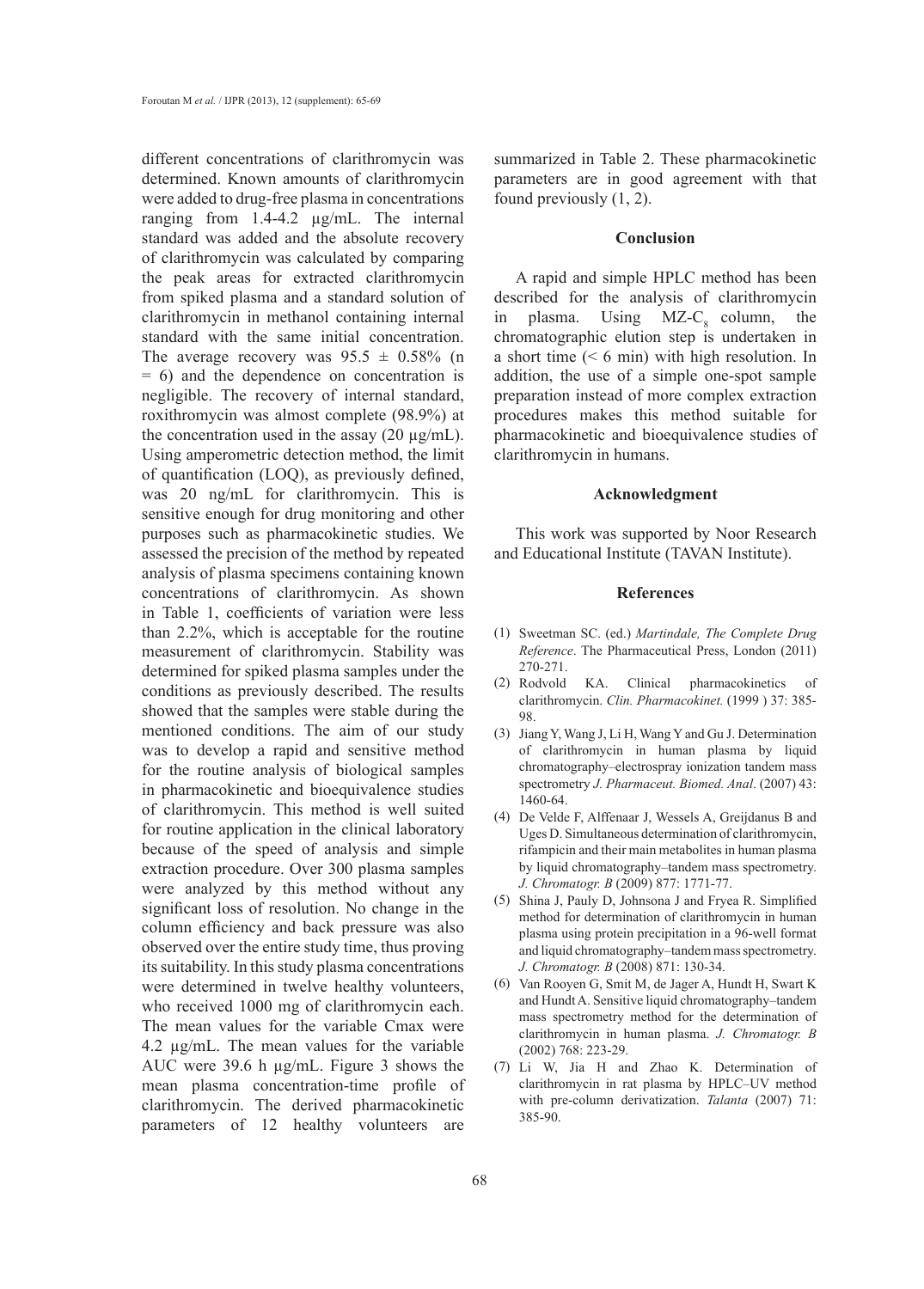different concentrations of clarithromycin was determined. Known amounts of clarithromycin were added to drug-free plasma in concentrations ranging from 1.4-4.2 µg/mL. The internal standard was added and the absolute recovery of clarithromycin was calculated by comparing the peak areas for extracted clarithromycin from spiked plasma and a standard solution of clarithromycin in methanol containing internal standard with the same initial concentration. The average recovery was 95.5 ± 0.58% (n = 6) and the dependence on concentration is negligible. The recovery of internal standard, roxithromycin was almost complete (98.9%) at the concentration used in the assay (20 µg/mL). Using amperometric detection method, the limit of quantification (LOQ), as previously defined, was 20 ng/mL for clarithromycin. This is sensitive enough for drug monitoring and other purposes such as pharmacokinetic studies. We assessed the precision of the method by repeated analysis of plasma specimens containing known concentrations of clarithromycin. As shown in Table 1, coefficients of variation were less than 2.2%, which is acceptable for the routine measurement of clarithromycin. Stability was determined for spiked plasma samples under the conditions as previously described. The results showed that the samples were stable during the mentioned conditions. The aim of our study was to develop a rapid and sensitive method for the routine analysis of biological samples in pharmacokinetic and bioequivalence studies of clarithromycin. This method is well suited for routine application in the clinical laboratory because of the speed of analysis and simple extraction procedure. Over 300 plasma samples were analyzed by this method without any significant loss of resolution. No change in the column efficiency and back pressure was also observed over the entire study time, thus proving its suitability. In this study plasma concentrations were determined in twelve healthy volunteers, who received 1000 mg of clarithromycin each. The mean values for the variable Cmax were 4.2 µg/mL. The mean values for the variable AUC were 39.6 h µg/mL. Figure 3 shows the mean plasma concentration-time profile of clarithromycin. The derived pharmacokinetic parameters of 12 healthy volunteers are summarized in Table 2. These pharmacokinetic parameters are in good agreement with that found previously (1, 2).

## Conclusion

A rapid and simple HPLC method has been described for the analysis of clarithromycin in plasma. Using MZ-$C_8$ column, the chromatographic elution step is undertaken in a short time (< 6 min) with high resolution. In addition, the use of a simple one-spot sample preparation instead of more complex extraction procedures makes this method suitable for pharmacokinetic and bioequivalence studies of clarithromycin in humans.

## Acknowledgment

This work was supported by Noor Research and Educational Institute (TAVAN Institute).

## References

(1) Sweetman SC. (ed.) *Martindale, The Complete Drug Reference*. The Pharmaceutical Press, London (2011) 270-271.

(2) Rodvold KA. Clinical pharmacokinetics of clarithromycin. *Clin. Pharmacokinet.* (1999 ) 37: 385-98.

(3) Jiang Y, Wang J, Li H, Wang Y and Gu J. Determination of clarithromycin in human plasma by liquid chromatography–electrospray ionization tandem mass spectrometry *J. Pharmaceut. Biomed. Anal*. (2007) 43: 1460-64.

(4) De Velde F, Alffenaar J, Wessels A, Greijdanus B and Uges D. Simultaneous determination of clarithromycin, rifampicin and their main metabolites in human plasma by liquid chromatography–tandem mass spectrometry. *J. Chromatogr. B* (2009) 877: 1771-77.

(5) Shina J, Pauly D, Johnsona J and Fryea R. Simplified method for determination of clarithromycin in human plasma using protein precipitation in a 96-well format and liquid chromatography–tandem mass spectrometry. *J. Chromatogr. B* (2008) 871: 130-34.

(6) Van Rooyen G, Smit M, de Jager A, Hundt H, Swart K and Hundt A. Sensitive liquid chromatography–tandem mass spectrometry method for the determination of clarithromycin in human plasma. *J. Chromatogr. B* (2002) 768: 223-29.

(7) Li W, Jia H and Zhao K. Determination of clarithromycin in rat plasma by HPLC–UV method with pre-column derivatization. *Talanta* (2007) 71: 385-90.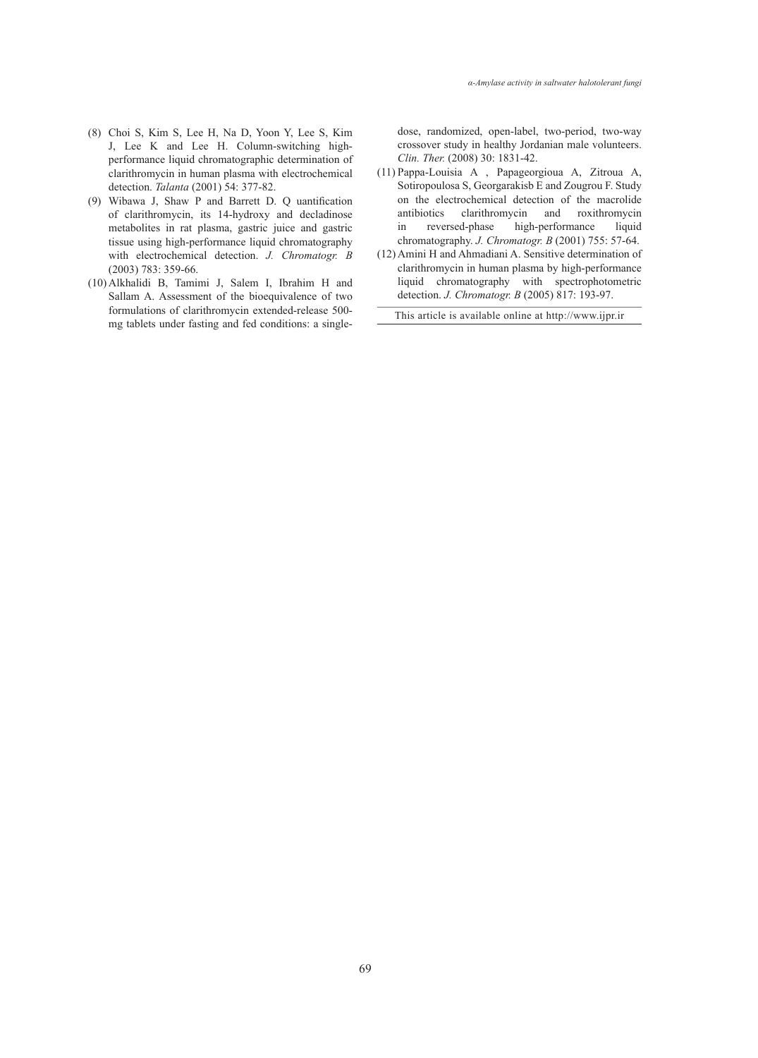(8) Choi S, Kim S, Lee H, Na D, Yoon Y, Lee S, Kim J, Lee K and Lee H. Column-switching high-performance liquid chromatographic determination of clarithromycin in human plasma with electrochemical detection. *Talanta* (2001) 54: 377-82.

(9) Wibawa J, Shaw P and Barrett D. Q uantification of clarithromycin, its 14-hydroxy and decladinose metabolites in rat plasma, gastric juice and gastric tissue using high-performance liquid chromatography with electrochemical detection. *J. Chromatogr. B* (2003) 783: 359-66.

(10) Alkhalidi B, Tamimi J, Salem I, Ibrahim H and Sallam A. Assessment of the bioequivalence of two formulations of clarithromycin extended-release 500-mg tablets under fasting and fed conditions: a single-dose, randomized, open-label, two-period, two-way crossover study in healthy Jordanian male volunteers. *Clin. Ther.* (2008) 30: 1831-42.

(11) Pappa-Louisia A , Papageorgioua A, Zitroua A, Sotiropoulosa S, Georgarakisb E and Zougrou F. Study on the electrochemical detection of the macrolide antibiotics clarithromycin and roxithromycin in reversed-phase high-performance liquid chromatography. *J. Chromatogr. B* (2001) 755: 57-64.

(12) Amini H and Ahmadiani A. Sensitive determination of clarithromycin in human plasma by high-performance liquid chromatography with spectrophotometric detection. *J. Chromatogr. B* (2005) 817: 193-97.

This article is available online at http://www.ijpr.ir